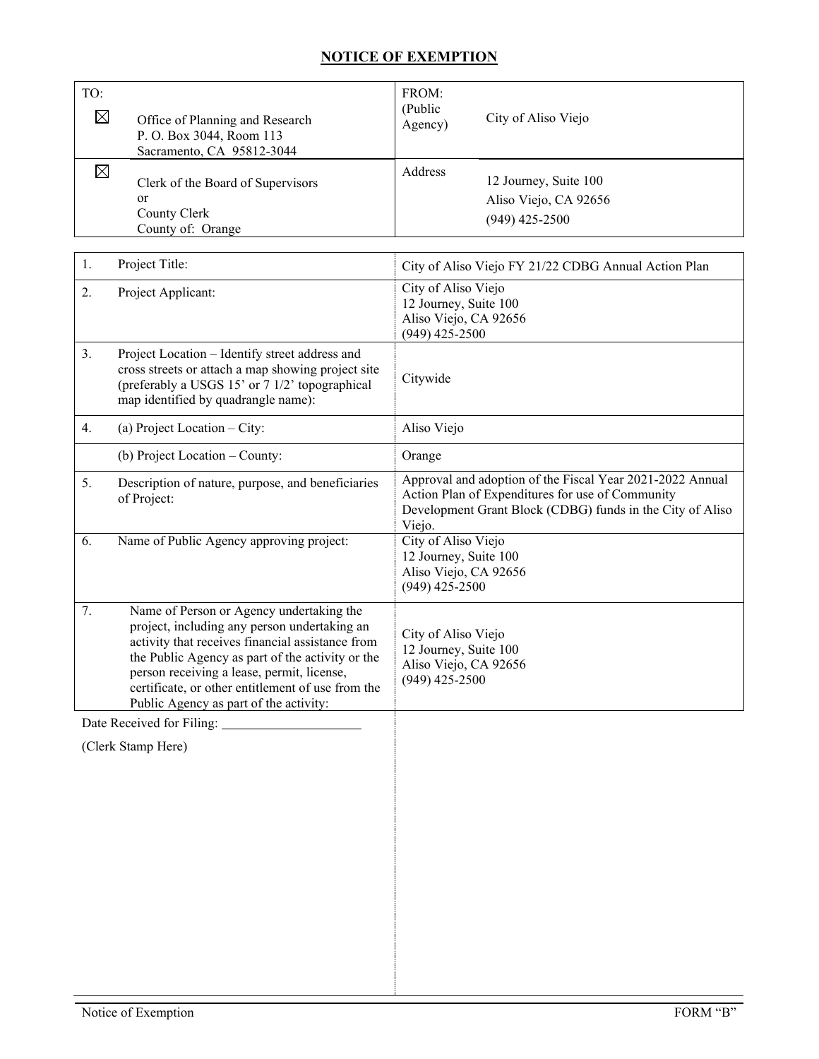# NOTICE OF EXEMPTION

| TO: | FROM: (Public Agency) City of Aliso Viejo |
|---|---|
| ☒ Office of Planning and Research<br>P. O. Box 3044, Room 113<br>Sacramento, CA 95812-3044 | |
| ☒ Clerk of the Board of Supervisors<br>or<br>County Clerk<br>County of: Orange | Address<br>12 Journey, Suite 100<br>Aliso Viejo, CA 92656<br>(949) 425-2500 |

| | | |
|---|---|---|
| 1. | Project Title: | City of Aliso Viejo FY 21/22 CDBG Annual Action Plan |
| 2. | Project Applicant: | City of Aliso Viejo<br>12 Journey, Suite 100<br>Aliso Viejo, CA 92656<br>(949) 425-2500 |
| 3. | Project Location – Identify street address and cross streets or attach a map showing project site (preferably a USGS 15' or 7 1/2' topographical map identified by quadrangle name): | Citywide |
| 4. | (a) Project Location – City: | Aliso Viejo |
| | (b) Project Location – County: | Orange |
| 5. | Description of nature, purpose, and beneficiaries of Project: | Approval and adoption of the Fiscal Year 2021-2022 Annual Action Plan of Expenditures for use of Community Development Grant Block (CDBG) funds in the City of Aliso Viejo. |
| 6. | Name of Public Agency approving project: | City of Aliso Viejo<br>12 Journey, Suite 100<br>Aliso Viejo, CA 92656<br>(949) 425-2500 |
| 7. | Name of Person or Agency undertaking the project, including any person undertaking an activity that receives financial assistance from the Public Agency as part of the activity or the person receiving a lease, permit, license, certificate, or other entitlement of use from the Public Agency as part of the activity: | City of Aliso Viejo<br>12 Journey, Suite 100<br>Aliso Viejo, CA 92656<br>(949) 425-2500 |

Date Received for Filing: ____________________

(Clerk Stamp Here)

Notice of Exemption FORM "B"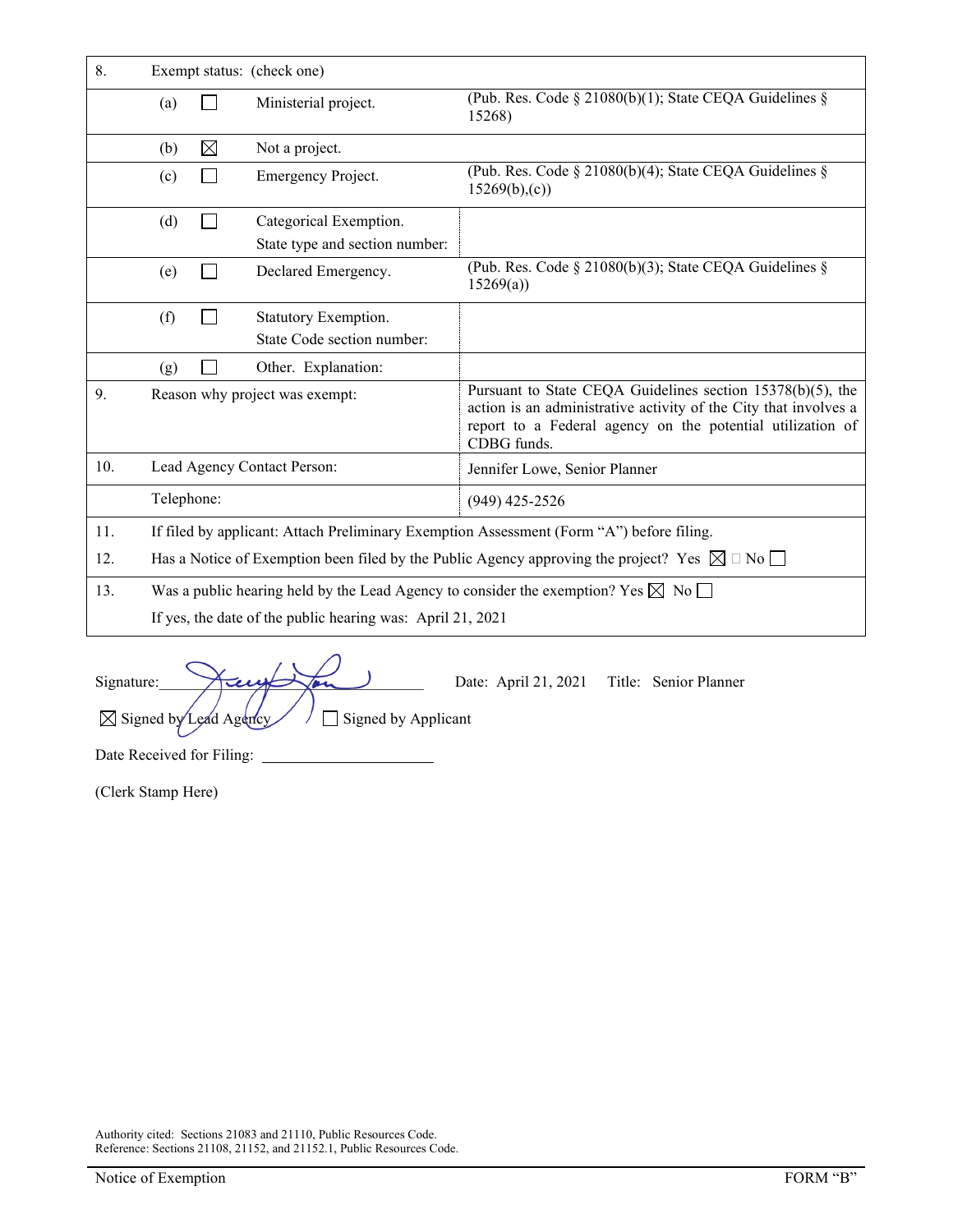| | | | |
|---|---|---|---|
| 8. | Exempt status: (check one) | | |
| | (a) ☐ | Ministerial project. | (Pub. Res. Code § 21080(b)(1); State CEQA Guidelines § 15268) |
| | (b) ☒ | Not a project. | |
| | (c) ☐ | Emergency Project. | (Pub. Res. Code § 21080(b)(4); State CEQA Guidelines § 15269(b),(c)) |
| | (d) ☐ | Categorical Exemption. State type and section number: | |
| | (e) ☐ | Declared Emergency. | (Pub. Res. Code § 21080(b)(3); State CEQA Guidelines § 15269(a)) |
| | (f) ☐ | Statutory Exemption. State Code section number: | |
| | (g) ☐ | Other. Explanation: | |
| 9. | Reason why project was exempt: | | Pursuant to State CEQA Guidelines section 15378(b)(5), the action is an administrative activity of the City that involves a report to a Federal agency on the potential utilization of CDBG funds. |
| 10. | Lead Agency Contact Person: | | Jennifer Lowe, Senior Planner |
| | Telephone: | | (949) 425-2526 |
| 11. | If filed by applicant: Attach Preliminary Exemption Assessment (Form "A") before filing. | | |
| 12. | Has a Notice of Exemption been filed by the Public Agency approving the project? Yes ☒ No ☐ | | |
| 13. | Was a public hearing held by the Lead Agency to consider the exemption? Yes ☒ No ☐<br>If yes, the date of the public hearing was: April 21, 2021 | | |

Signature: _[signature]_ Date: April 21, 2021 Title: Senior Planner

☒ Signed by Lead Agency ☐ Signed by Applicant

Date Received for Filing: ____________________

(Clerk Stamp Here)

Authority cited: Sections 21083 and 21110, Public Resources Code.
Reference: Sections 21108, 21152, and 21152.1, Public Resources Code.

Notice of Exemption FORM "B"